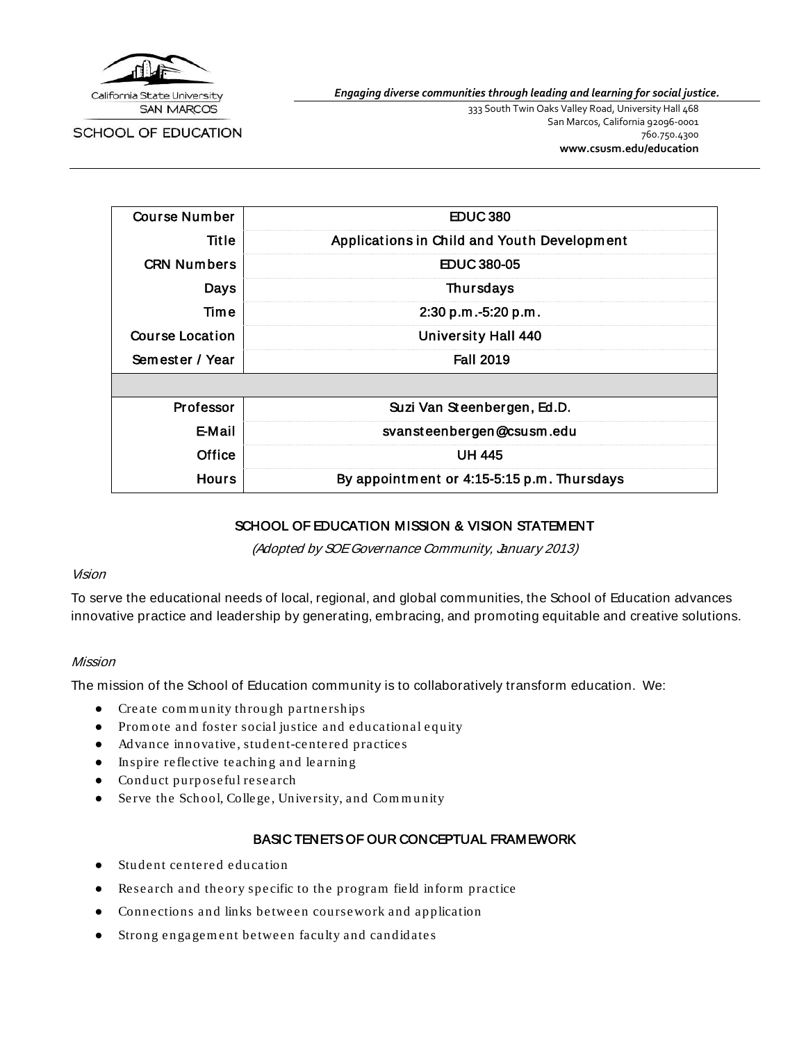California State University SAN MARCOS

SCHOOL OF EDUCATION

*Engaging diverse communities through leading and learning for social justice.*

333 South Twin Oaks Valley Road, University Hall 468
San Marcos, California 92096-0001
760.750.4300
**www.csusm.edu/education**

| | |
|---|---|
| Course Number | EDUC 380 |
| Title | Applications in Child and Youth Development |
| CRN Numbers | EDUC 380-05 |
| Days | Thursdays |
| Time | 2:30 p.m.-5:20 p.m. |
| Course Location | University Hall 440 |
| Semester / Year | Fall 2019 |
| | |
| Professor | Suzi Van Steenbergen, Ed.D. |
| E-Mail | svansteenbergen@csusm.edu |
| Office | UH 445 |
| Hours | By appointment or 4:15-5:15 p.m. Thursdays |

## SCHOOL OF EDUCATION MISSION & VISION STATEMENT

*(Adopted by SOE Governance Community, January 2013)*

### *Vision*

To serve the educational needs of local, regional, and global communities, the School of Education advances innovative practice and leadership by generating, embracing, and promoting equitable and creative solutions.

### *Mission*

The mission of the School of Education community is to collaboratively transform education. We:

- Create community through partnerships
- Promote and foster social justice and educational equity
- Advance innovative, student-centered practices
- Inspire reflective teaching and learning
- Conduct purposeful research
- Serve the School, College, University, and Community

## BASIC TENETS OF OUR CONCEPTUAL FRAMEWORK

- Student centered education
- Research and theory specific to the program field inform practice
- Connections and links between coursework and application
- Strong engagement between faculty and candidates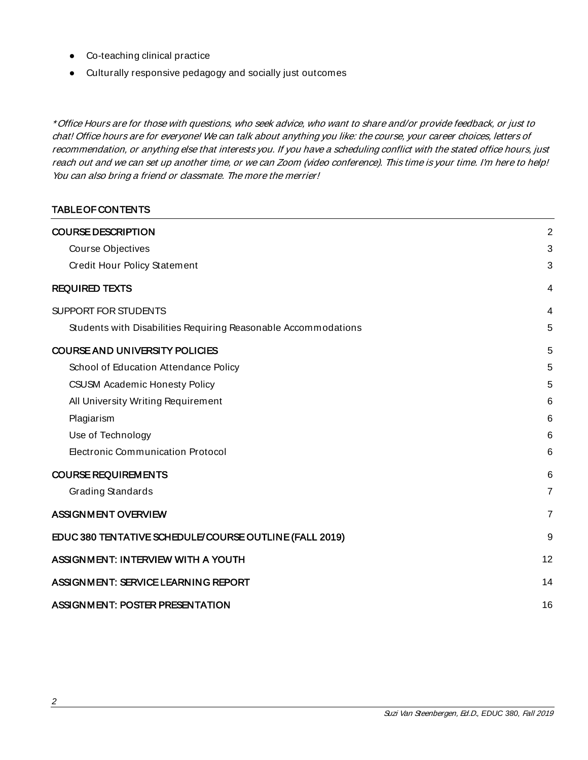- Co-teaching clinical practice
- Culturally responsive pedagogy and socially just outcomes

*\*Office Hours are for those with questions, who seek advice, who want to share and/or provide feedback, or just to chat! Office hours are for everyone! We can talk about anything you like: the course, your career choices, letters of recommendation, or anything else that interests you. If you have a scheduling conflict with the stated office hours, just reach out and we can set up another time, or we can Zoom (video conference). This time is your time. I'm here to help! You can also bring a friend or classmate. The more the merrier!*

## TABLE OF CONTENTS

| | |
|---|---|
| COURSE DESCRIPTION | 2 |
| Course Objectives | 3 |
| Credit Hour Policy Statement | 3 |
| REQUIRED TEXTS | 4 |
| SUPPORT FOR STUDENTS | 4 |
| Students with Disabilities Requiring Reasonable Accommodations | 5 |
| COURSE AND UNIVERSITY POLICIES | 5 |
| School of Education Attendance Policy | 5 |
| CSUSM Academic Honesty Policy | 5 |
| All University Writing Requirement | 6 |
| Plagiarism | 6 |
| Use of Technology | 6 |
| Electronic Communication Protocol | 6 |
| COURSE REQUIREMENTS | 6 |
| Grading Standards | 7 |
| ASSIGNMENT OVERVIEW | 7 |
| EDUC 380 TENTATIVE SCHEDULE/COURSE OUTLINE (FALL 2019) | 9 |
| ASSIGNMENT: INTERVIEW WITH A YOUTH | 12 |
| ASSIGNMENT: SERVICE LEARNING REPORT | 14 |
| ASSIGNMENT: POSTER PRESENTATION | 16 |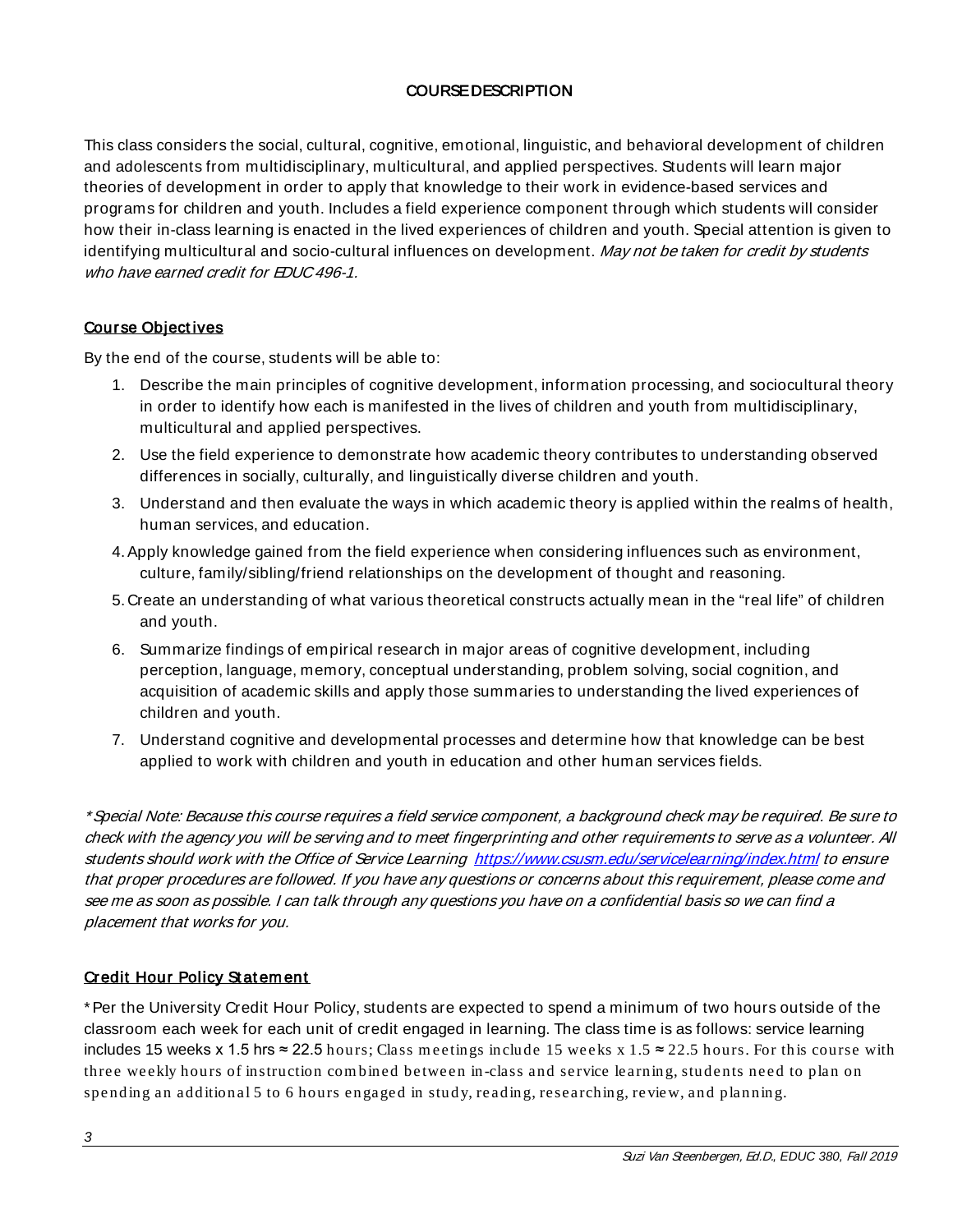## COURSE DESCRIPTION

This class considers the social, cultural, cognitive, emotional, linguistic, and behavioral development of children and adolescents from multidisciplinary, multicultural, and applied perspectives. Students will learn major theories of development in order to apply that knowledge to their work in evidence-based services and programs for children and youth. Includes a field experience component through which students will consider how their in-class learning is enacted in the lived experiences of children and youth. Special attention is given to identifying multicultural and socio-cultural influences on development. *May not be taken for credit by students who have earned credit for EDUC 496-1.*

### Course Objectives

By the end of the course, students will be able to:

1. Describe the main principles of cognitive development, information processing, and sociocultural theory in order to identify how each is manifested in the lives of children and youth from multidisciplinary, multicultural and applied perspectives.
2. Use the field experience to demonstrate how academic theory contributes to understanding observed differences in socially, culturally, and linguistically diverse children and youth.
3. Understand and then evaluate the ways in which academic theory is applied within the realms of health, human services, and education.
4. Apply knowledge gained from the field experience when considering influences such as environment, culture, family/sibling/friend relationships on the development of thought and reasoning.
5. Create an understanding of what various theoretical constructs actually mean in the "real life" of children and youth.
6. Summarize findings of empirical research in major areas of cognitive development, including perception, language, memory, conceptual understanding, problem solving, social cognition, and acquisition of academic skills and apply those summaries to understanding the lived experiences of children and youth.
7. Understand cognitive and developmental processes and determine how that knowledge can be best applied to work with children and youth in education and other human services fields.

*\*Special Note: Because this course requires a field service component, a background check may be required. Be sure to check with the agency you will be serving and to meet fingerprinting and other requirements to serve as a volunteer. All students should work with the Office of Service Learning [https://www.csusm.edu/servicelearning/index.html](https://www.csusm.edu/servicelearning/index.html) to ensure that proper procedures are followed. If you have any questions or concerns about this requirement, please come and see me as soon as possible. I can talk through any questions you have on a confidential basis so we can find a placement that works for you.*

### Credit Hour Policy Statement

\*Per the University Credit Hour Policy, students are expected to spend a minimum of two hours outside of the classroom each week for each unit of credit engaged in learning. The class time is as follows: service learning includes 15 weeks x 1.5 hrs ≈ 22.5 hours; Class meetings include 15 weeks x 1.5 ≈ 22.5 hours. For this course with three weekly hours of instruction combined between in-class and service learning, students need to plan on spending an additional 5 to 6 hours engaged in study, reading, researching, review, and planning.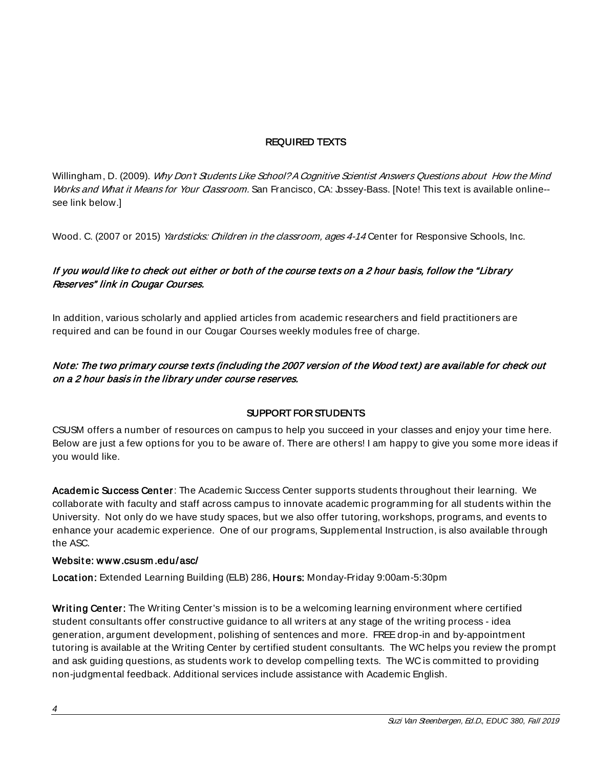## REQUIRED TEXTS

Willingham, D. (2009). *Why Don't Students Like School? A Cognitive Scientist Answers Questions about How the Mind Works and What it Means for Your Classroom.* San Francisco, CA: Jossey-Bass. [Note! This text is available online--see link below.]

Wood. C. (2007 or 2015) *Yardsticks: Children in the classroom, ages 4-14* Center for Responsive Schools, Inc.

***If you would like to check out either or both of the course texts on a 2 hour basis, follow the "Library Reserves" link in Cougar Courses.***

In addition, various scholarly and applied articles from academic researchers and field practitioners are required and can be found in our Cougar Courses weekly modules free of charge.

***Note: The two primary course texts (including the 2007 version of the Wood text) are available for check out on a 2 hour basis in the library under course reserves.***

## SUPPORT FOR STUDENTS

CSUSM offers a number of resources on campus to help you succeed in your classes and enjoy your time here. Below are just a few options for you to be aware of. There are others! I am happy to give you some more ideas if you would like.

**Academic Success Center**: The Academic Success Center supports students throughout their learning. We collaborate with faculty and staff across campus to innovate academic programming for all students within the University. Not only do we have study spaces, but we also offer tutoring, workshops, programs, and events to enhance your academic experience. One of our programs, Supplemental Instruction, is also available through the ASC.

**Website: www.csusm.edu/asc/**

**Location:** Extended Learning Building (ELB) 286, **Hours:** Monday-Friday 9:00am-5:30pm

**Writing Center:** The Writing Center's mission is to be a welcoming learning environment where certified student consultants offer constructive guidance to all writers at any stage of the writing process - idea generation, argument development, polishing of sentences and more. FREE drop-in and by-appointment tutoring is available at the Writing Center by certified student consultants. The WC helps you review the prompt and ask guiding questions, as students work to develop compelling texts. The WC is committed to providing non-judgmental feedback. Additional services include assistance with Academic English.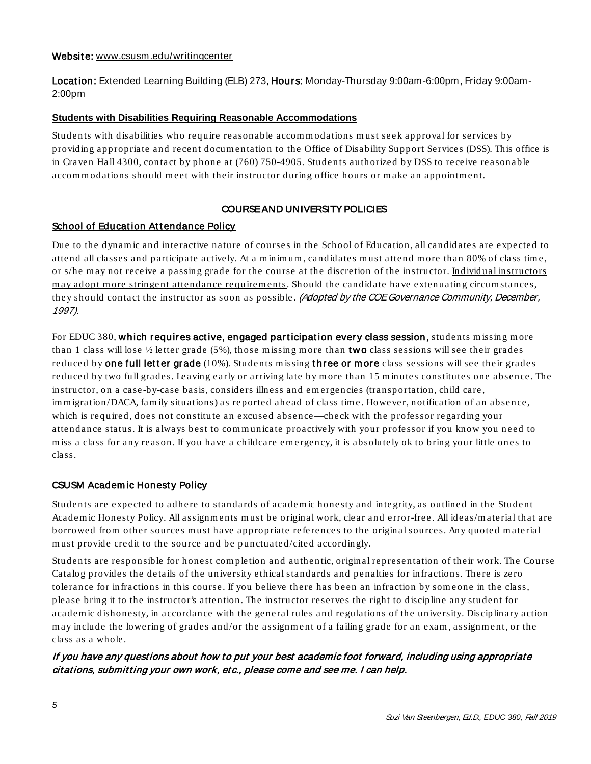**Website:** www.csusm.edu/writingcenter

**Location:** Extended Learning Building (ELB) 273, **Hours:** Monday-Thursday 9:00am-6:00pm, Friday 9:00am-2:00pm

**Students with Disabilities Requiring Reasonable Accommodations**

Students with disabilities who require reasonable accommodations must seek approval for services by providing appropriate and recent documentation to the Office of Disability Support Services (DSS). This office is in Craven Hall 4300, contact by phone at (760) 750-4905. Students authorized by DSS to receive reasonable accommodations should meet with their instructor during office hours or make an appointment.

## COURSE AND UNIVERSITY POLICIES

### School of Education Attendance Policy

Due to the dynamic and interactive nature of courses in the School of Education, all candidates are expected to attend all classes and participate actively. At a minimum, candidates must attend more than 80% of class time, or s/he may not receive a passing grade for the course at the discretion of the instructor. Individual instructors may adopt more stringent attendance requirements. Should the candidate have extenuating circumstances, they should contact the instructor as soon as possible. *(Adopted by the COE Governance Community, December, 1997).*

For EDUC 380, **which requires active, engaged participation every class session,** students missing more than 1 class will lose ½ letter grade (5%), those missing more than **two** class sessions will see their grades reduced by **one full letter grade** (10%). Students missing **three or more** class sessions will see their grades reduced by two full grades. Leaving early or arriving late by more than 15 minutes constitutes one absence. The instructor, on a case-by-case basis, considers illness and emergencies (transportation, child care, immigration/DACA, family situations) as reported ahead of class time. However, notification of an absence, which is required, does not constitute an excused absence—check with the professor regarding your attendance status. It is always best to communicate proactively with your professor if you know you need to miss a class for any reason. If you have a childcare emergency, it is absolutely ok to bring your little ones to class.

### CSUSM Academic Honesty Policy

Students are expected to adhere to standards of academic honesty and integrity, as outlined in the Student Academic Honesty Policy. All assignments must be original work, clear and error-free. All ideas/material that are borrowed from other sources must have appropriate references to the original sources. Any quoted material must provide credit to the source and be punctuated/cited accordingly.

Students are responsible for honest completion and authentic, original representation of their work. The Course Catalog provides the details of the university ethical standards and penalties for infractions. There is zero tolerance for infractions in this course. If you believe there has been an infraction by someone in the class, please bring it to the instructor's attention. The instructor reserves the right to discipline any student for academic dishonesty, in accordance with the general rules and regulations of the university. Disciplinary action may include the lowering of grades and/or the assignment of a failing grade for an exam, assignment, or the class as a whole.

***If you have any questions about how to put your best academic foot forward, including using appropriate citations, submitting your own work, etc., please come and see me. I can help.***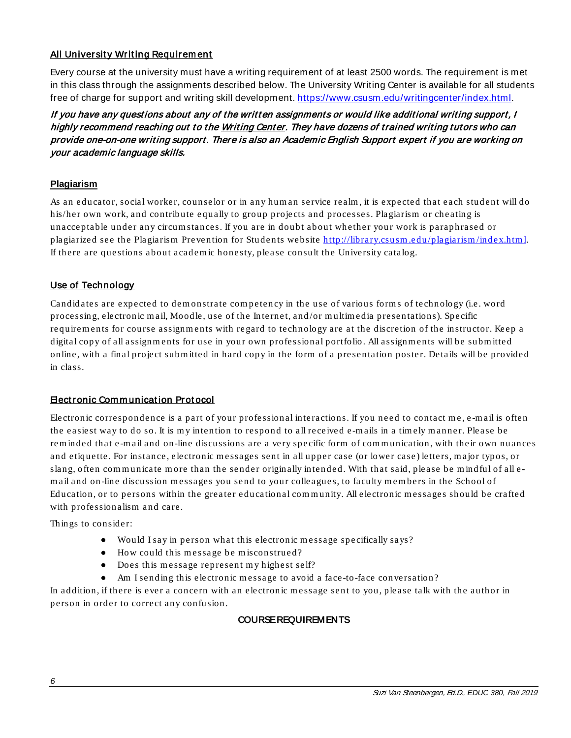## All University Writing Requirement

Every course at the university must have a writing requirement of at least 2500 words. The requirement is met in this class through the assignments described below. The University Writing Center is available for all students free of charge for support and writing skill development. https://www.csusm.edu/writingcenter/index.html.

***If you have any questions about any of the written assignments or would like additional writing support, I highly recommend reaching out to the Writing Center. They have dozens of trained writing tutors who can provide one-on-one writing support. There is also an Academic English Support expert if you are working on your academic language skills.***

## Plagiarism

As an educator, social worker, counselor or in any human service realm, it is expected that each student will do his/her own work, and contribute equally to group projects and processes. Plagiarism or cheating is unacceptable under any circumstances. If you are in doubt about whether your work is paraphrased or plagiarized see the Plagiarism Prevention for Students website http://library.csusm.edu/plagiarism/index.html. If there are questions about academic honesty, please consult the University catalog.

## Use of Technology

Candidates are expected to demonstrate competency in the use of various forms of technology (i.e. word processing, electronic mail, Moodle, use of the Internet, and/or multimedia presentations). Specific requirements for course assignments with regard to technology are at the discretion of the instructor. Keep a digital copy of all assignments for use in your own professional portfolio. All assignments will be submitted online, with a final project submitted in hard copy in the form of a presentation poster. Details will be provided in class.

## Electronic Communication Protocol

Electronic correspondence is a part of your professional interactions. If you need to contact me, e-mail is often the easiest way to do so. It is my intention to respond to all received e-mails in a timely manner. Please be reminded that e-mail and on-line discussions are a very specific form of communication, with their own nuances and etiquette. For instance, electronic messages sent in all upper case (or lower case) letters, major typos, or slang, often communicate more than the sender originally intended. With that said, please be mindful of all e-mail and on-line discussion messages you send to your colleagues, to faculty members in the School of Education, or to persons within the greater educational community. All electronic messages should be crafted with professionalism and care.

Things to consider:

- Would I say in person what this electronic message specifically says?
- How could this message be misconstrued?
- Does this message represent my highest self?
- Am I sending this electronic message to avoid a face-to-face conversation?

In addition, if there is ever a concern with an electronic message sent to you, please talk with the author in person in order to correct any confusion.

# COURSE REQUIREMENTS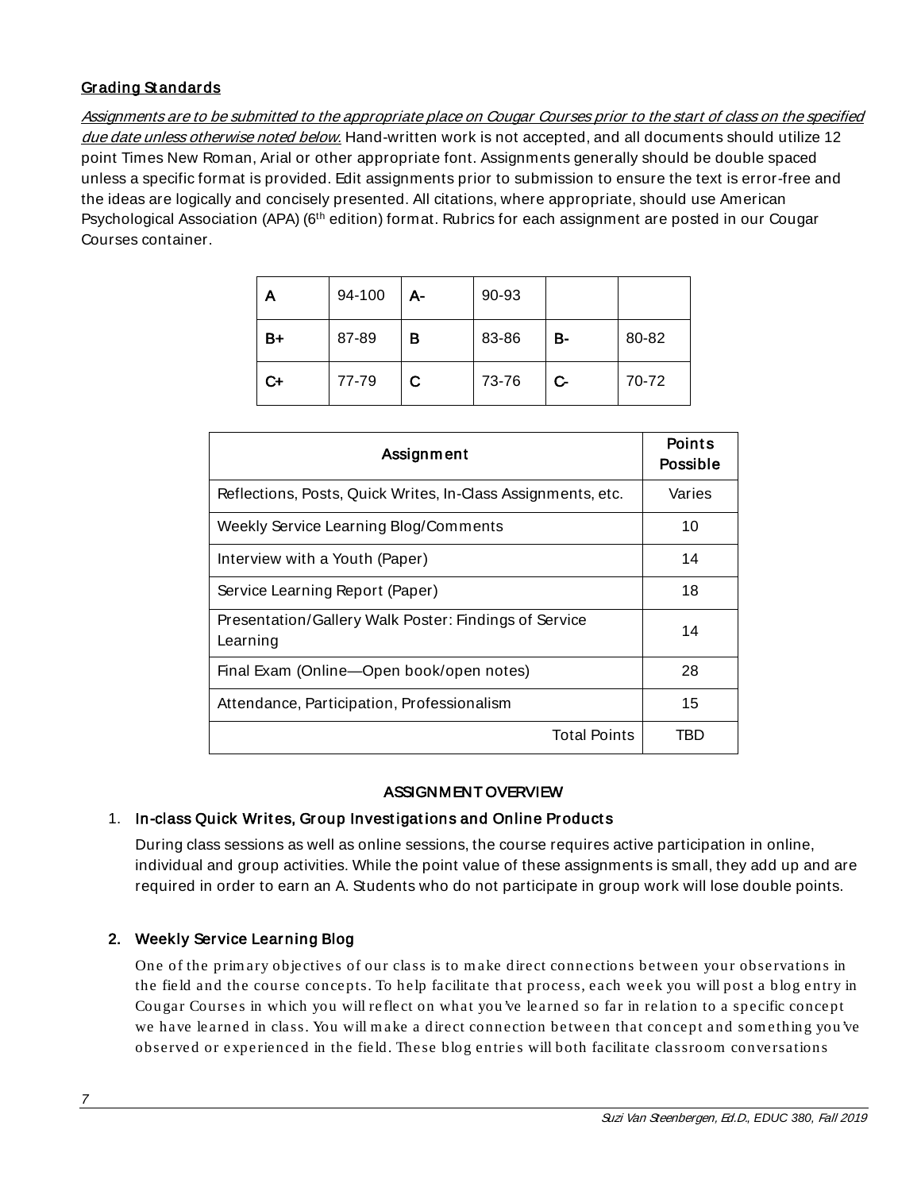## Grading Standards

*Assignments are to be submitted to the appropriate place on Cougar Courses prior to the start of class on the specified due date unless otherwise noted below.* Hand-written work is not accepted, and all documents should utilize 12 point Times New Roman, Arial or other appropriate font. Assignments generally should be double spaced unless a specific format is provided. Edit assignments prior to submission to ensure the text is error-free and the ideas are logically and concisely presented. All citations, where appropriate, should use American Psychological Association (APA) (6th edition) format. Rubrics for each assignment are posted in our Cougar Courses container.

| A | 94-100 | A- | 90-93 | | |
|---|---|---|---|---|---|
| B+ | 87-89 | B | 83-86 | B- | 80-82 |
| C+ | 77-79 | C | 73-76 | C- | 70-72 |

| Assignment | Points Possible |
|---|---|
| Reflections, Posts, Quick Writes, In-Class Assignments, etc. | Varies |
| Weekly Service Learning Blog/Comments | 10 |
| Interview with a Youth (Paper) | 14 |
| Service Learning Report (Paper) | 18 |
| Presentation/Gallery Walk Poster: Findings of Service Learning | 14 |
| Final Exam (Online—Open book/open notes) | 28 |
| Attendance, Participation, Professionalism | 15 |
| Total Points | TBD |

## ASSIGNMENT OVERVIEW

1. **In-class Quick Writes, Group Investigations and Online Products**

   During class sessions as well as online sessions, the course requires active participation in online, individual and group activities. While the point value of these assignments is small, they add up and are required in order to earn an A. Students who do not participate in group work will lose double points.

2. **Weekly Service Learning Blog**

   One of the primary objectives of our class is to make direct connections between your observations in the field and the course concepts. To help facilitate that process, each week you will post a blog entry in Cougar Courses in which you will reflect on what you've learned so far in relation to a specific concept we have learned in class. You will make a direct connection between that concept and something you've observed or experienced in the field. These blog entries will both facilitate classroom conversations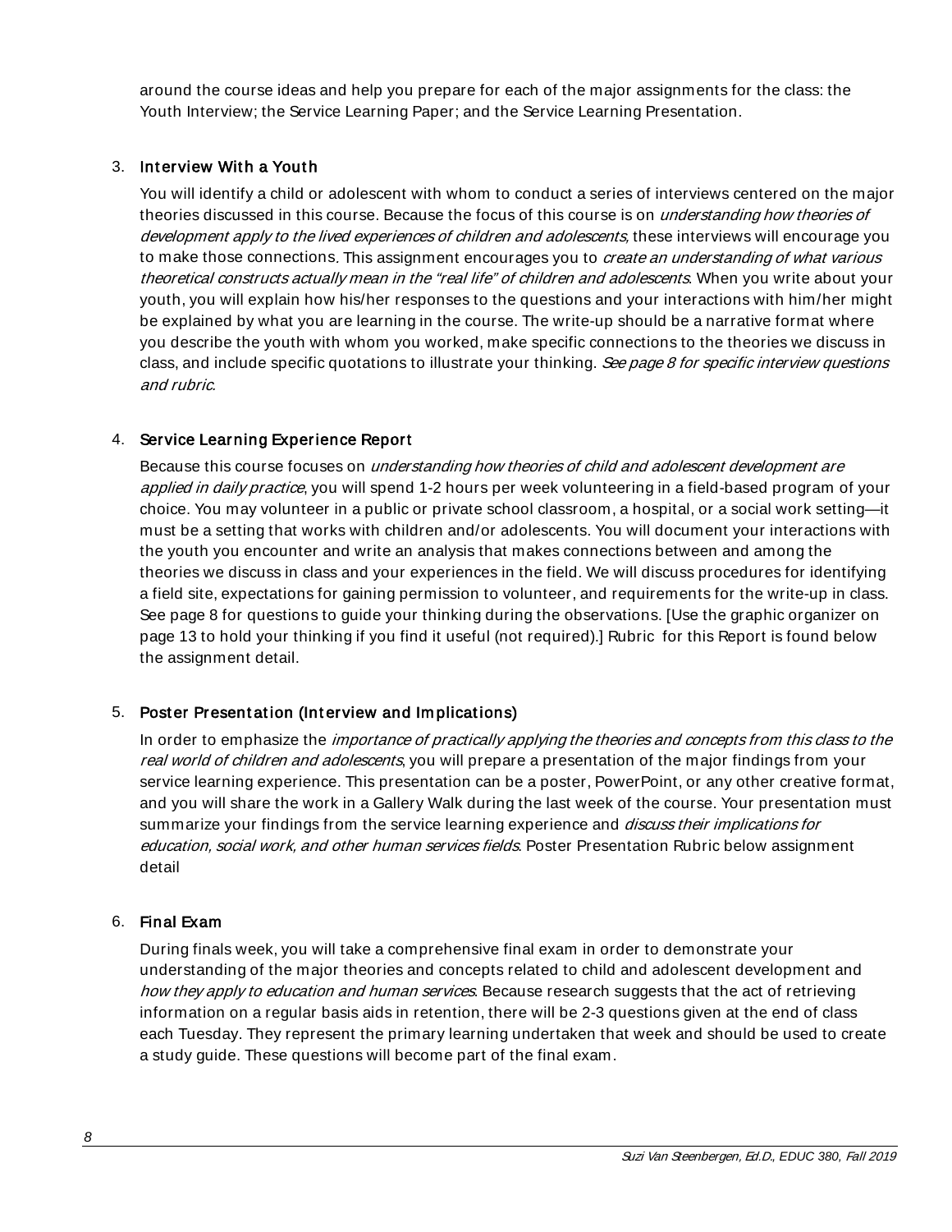around the course ideas and help you prepare for each of the major assignments for the class: the Youth Interview; the Service Learning Paper; and the Service Learning Presentation.

3. **Interview With a Youth**

   You will identify a child or adolescent with whom to conduct a series of interviews centered on the major theories discussed in this course. Because the focus of this course is on *understanding how theories of development apply to the lived experiences of children and adolescents*, these interviews will encourage you to make those connections*.* This assignment encourages you to *create an understanding of what various theoretical constructs actually mean in the "real life" of children and adolescents*. When you write about your youth, you will explain how his/her responses to the questions and your interactions with him/her might be explained by what you are learning in the course. The write-up should be a narrative format where you describe the youth with whom you worked, make specific connections to the theories we discuss in class, and include specific quotations to illustrate your thinking. *See page 8 for specific interview questions and rubric.*

4. **Service Learning Experience Report**

   Because this course focuses on *understanding how theories of child and adolescent development are applied in daily practice*, you will spend 1-2 hours per week volunteering in a field-based program of your choice. You may volunteer in a public or private school classroom, a hospital, or a social work setting—it must be a setting that works with children and/or adolescents. You will document your interactions with the youth you encounter and write an analysis that makes connections between and among the theories we discuss in class and your experiences in the field. We will discuss procedures for identifying a field site, expectations for gaining permission to volunteer, and requirements for the write-up in class. See page 8 for questions to guide your thinking during the observations. [Use the graphic organizer on page 13 to hold your thinking if you find it useful (not required).] Rubric for this Report is found below the assignment detail.

5. **Poster Presentation (Interview and Implications)**

   In order to emphasize the *importance of practically applying the theories and concepts from this class to the real world of children and adolescents*, you will prepare a presentation of the major findings from your service learning experience. This presentation can be a poster, PowerPoint, or any other creative format, and you will share the work in a Gallery Walk during the last week of the course. Your presentation must summarize your findings from the service learning experience and *discuss their implications for education, social work, and other human services fields*. Poster Presentation Rubric below assignment detail

6. **Final Exam**

   During finals week, you will take a comprehensive final exam in order to demonstrate your understanding of the major theories and concepts related to child and adolescent development and *how they apply to education and human services*. Because research suggests that the act of retrieving information on a regular basis aids in retention, there will be 2-3 questions given at the end of class each Tuesday. They represent the primary learning undertaken that week and should be used to create a study guide. These questions will become part of the final exam.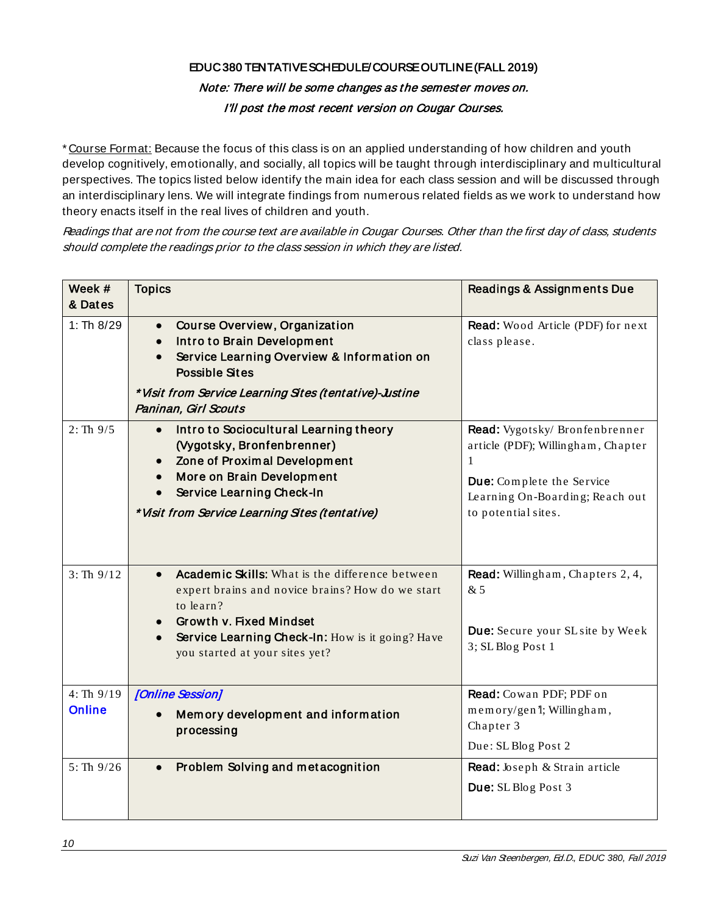# EDUC 380 TENTATIVE SCHEDULE/COURSE OUTLINE (FALL 2019)

*Note: There will be some changes as the semester moves on.*

*I'll post the most recent version on Cougar Courses.*

*Course Format: Because the focus of this class is on an applied understanding of how children and youth develop cognitively, emotionally, and socially, all topics will be taught through interdisciplinary and multicultural perspectives. The topics listed below identify the main idea for each class session and will be discussed through an interdisciplinary lens. We will integrate findings from numerous related fields as we work to understand how theory enacts itself in the real lives of children and youth.

*Readings that are not from the course text are available in Cougar Courses. Other than the first day of class, students should complete the readings prior to the class session in which they are listed.*

| Week # & Dates | Topics | Readings & Assignments Due |
|---|---|---|
| 1: Th 8/29 | • **Course Overview, Organization**<br>• **Intro to Brain Development**<br>• **Service Learning Overview & Information on Possible Sites**<br>*\*Visit from Service Learning Sites (tentative)-Justine Paninan, Girl Scouts* | **Read:** Wood Article (PDF) for next class please. |
| 2: Th 9/5 | • **Intro to Sociocultural Learning theory (Vygotsky, Bronfenbrenner)**<br>• **Zone of Proximal Development**<br>• **More on Brain Development**<br>• **Service Learning Check-In**<br>*\*Visit from Service Learning Sites (tentative)* | **Read:** Vygotsky/ Bronfenbrenner article (PDF); Willingham, Chapter 1<br>**Due:** Complete the Service Learning On-Boarding; Reach out to potential sites. |
| 3: Th 9/12 | • **Academic Skills:** What is the difference between expert brains and novice brains? How do we start to learn?<br>• **Growth v. Fixed Mindset**<br>• **Service Learning Check-In:** How is it going? Have you started at your sites yet? | **Read:** Willingham, Chapters 2, 4, & 5<br>**Due:** Secure your SL site by Week 3; SL Blog Post 1 |
| 4: Th 9/19 **Online** | *[Online Session]*<br>• **Memory development and information processing** | **Read:** Cowan PDF; PDF on memory/gen'l; Willingham, Chapter 3<br>Due: SL Blog Post 2 |
| 5: Th 9/26 | • **Problem Solving and metacognition** | **Read:** Joseph & Strain article<br>**Due:** SL Blog Post 3 |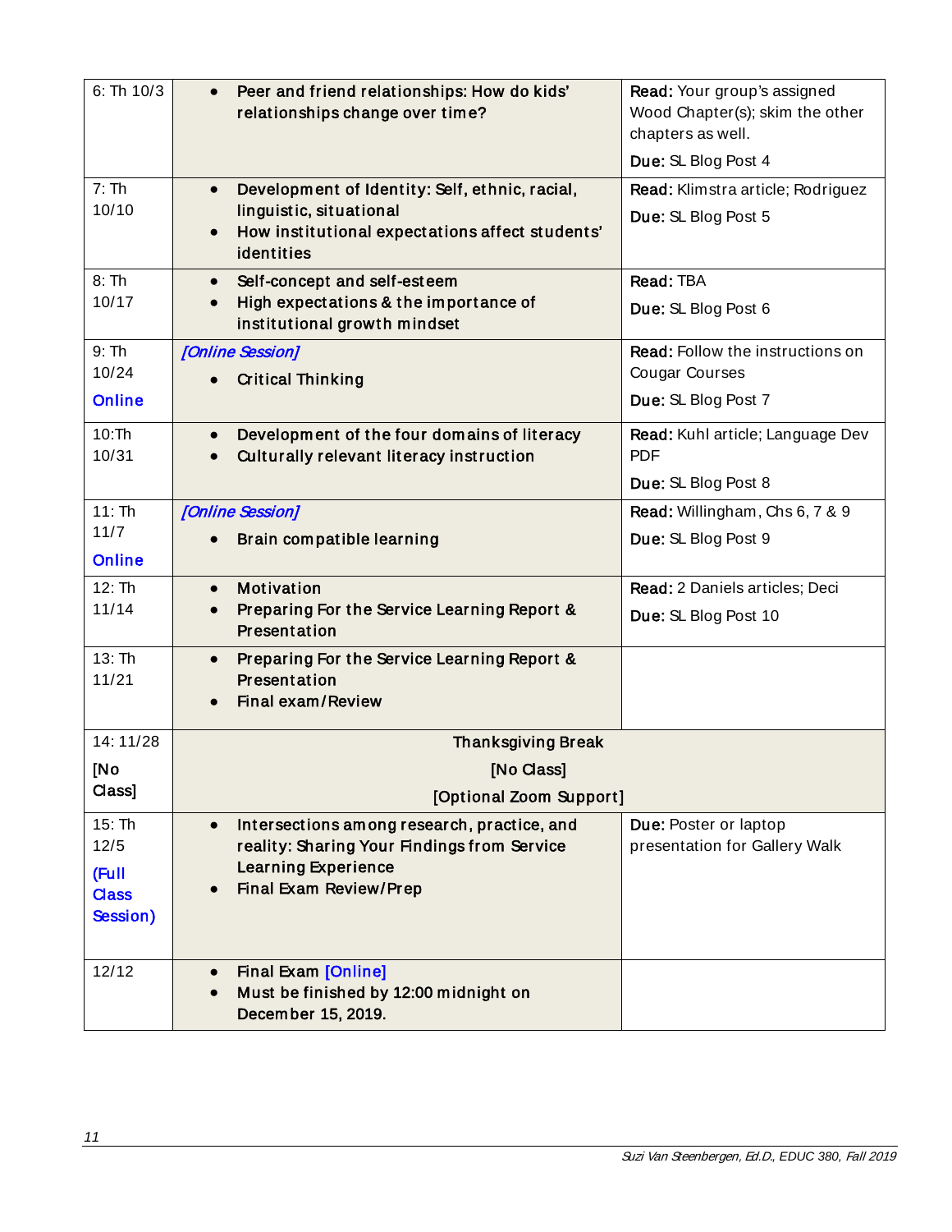| | | |
|---|---|---|
| 6: Th 10/3 | • Peer and friend relationships: How do kids' relationships change over time? | **Read:** Your group's assigned Wood Chapter(s); skim the other chapters as well.<br>**Due:** SL Blog Post 4 |
| 7: Th 10/10 | • Development of Identity: Self, ethnic, racial, linguistic, situational<br>• How institutional expectations affect students' identities | **Read:** Klimstra article; Rodriguez<br>**Due:** SL Blog Post 5 |
| 8: Th 10/17 | • Self-concept and self-esteem<br>• High expectations & the importance of institutional growth mindset | **Read:** TBA<br>**Due:** SL Blog Post 6 |
| 9: Th 10/24 Online | *[Online Session]*<br>• Critical Thinking | **Read:** Follow the instructions on Cougar Courses<br>**Due:** SL Blog Post 7 |
| 10:Th 10/31 | • Development of the four domains of literacy<br>• Culturally relevant literacy instruction | **Read:** Kuhl article; Language Dev PDF<br>**Due:** SL Blog Post 8 |
| 11: Th 11/7 Online | *[Online Session]*<br>• Brain compatible learning | **Read:** Willingham, Chs 6, 7 & 9<br>**Due:** SL Blog Post 9 |
| 12: Th 11/14 | • Motivation<br>• Preparing For the Service Learning Report & Presentation | **Read:** 2 Daniels articles; Deci<br>**Due:** SL Blog Post 10 |
| 13: Th 11/21 | • Preparing For the Service Learning Report & Presentation<br>• Final exam/Review | |
| 14: 11/28 [No Class] | Thanksgiving Break<br>[No Class]<br>[Optional Zoom Support] | |
| 15: Th 12/5 (Full Class Session) | • Intersections among research, practice, and reality: Sharing Your Findings from Service Learning Experience<br>• Final Exam Review/Prep | **Due:** Poster or laptop presentation for Gallery Walk |
| 12/12 | • Final Exam [Online]<br>• Must be finished by 12:00 midnight on December 15, 2019. | |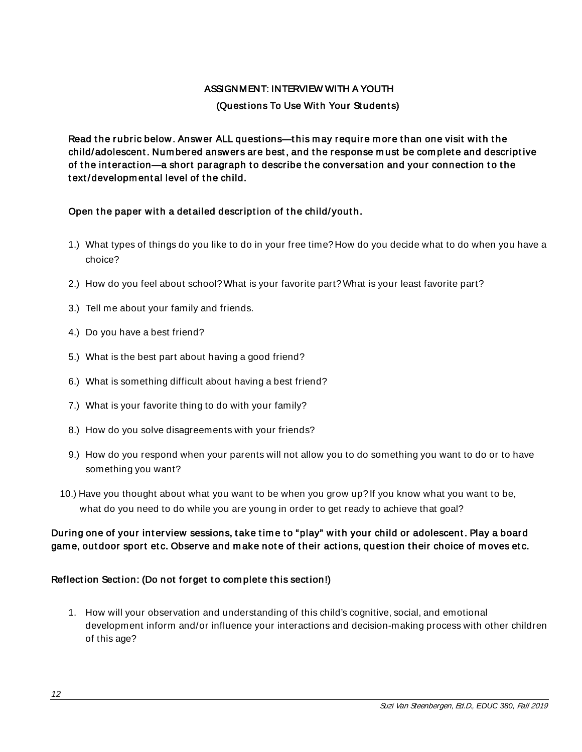## ASSIGNMENT: INTERVIEW WITH A YOUTH

### (Questions To Use With Your Students)

Read the rubric below. Answer ALL questions—this may require more than one visit with the child/adolescent. Numbered answers are best, and the response must be complete and descriptive of the interaction—a short paragraph to describe the conversation and your connection to the text/developmental level of the child.

Open the paper with a detailed description of the child/youth.

1.) What types of things do you like to do in your free time? How do you decide what to do when you have a choice?

2.) How do you feel about school? What is your favorite part? What is your least favorite part?

3.) Tell me about your family and friends.

4.) Do you have a best friend?

5.) What is the best part about having a good friend?

6.) What is something difficult about having a best friend?

7.) What is your favorite thing to do with your family?

8.) How do you solve disagreements with your friends?

9.) How do you respond when your parents will not allow you to do something you want to do or to have something you want?

10.) Have you thought about what you want to be when you grow up? If you know what you want to be, what do you need to do while you are young in order to get ready to achieve that goal?

During one of your interview sessions, take time to "play" with your child or adolescent. Play a board game, outdoor sport etc. Observe and make note of their actions, question their choice of moves etc.

Reflection Section: (Do not forget to complete this section!)

1. How will your observation and understanding of this child's cognitive, social, and emotional development inform and/or influence your interactions and decision-making process with other children of this age?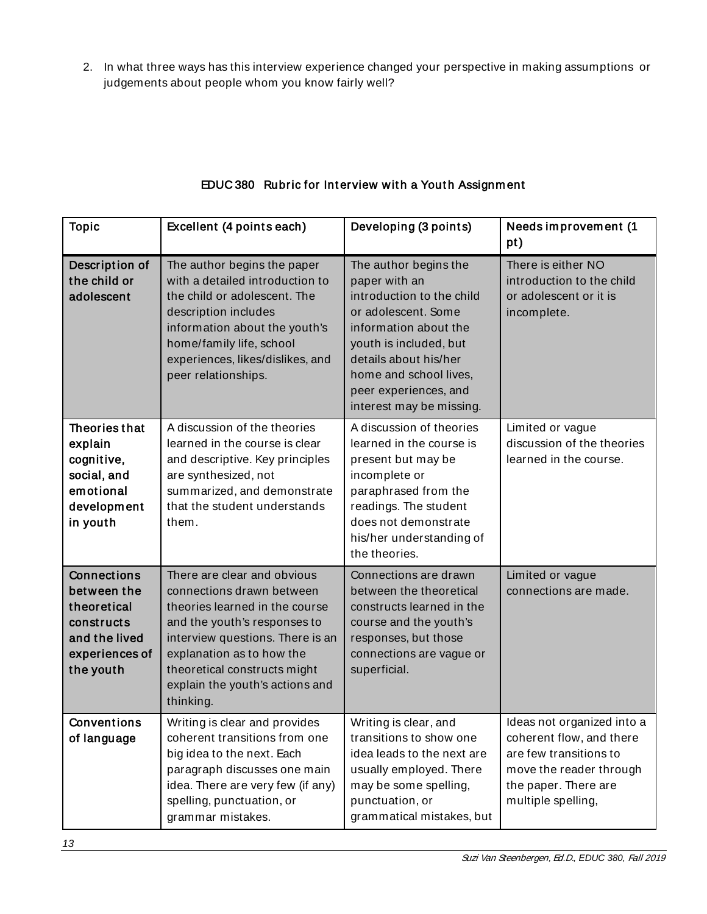2. In what three ways has this interview experience changed your perspective in making assumptions or judgements about people whom you know fairly well?

## EDUC 380 Rubric for Interview with a Youth Assignment

| Topic | Excellent (4 points each) | Developing (3 points) | Needs improvement (1 pt) |
|---|---|---|---|
| **Description of the child or adolescent** | The author begins the paper with a detailed introduction to the child or adolescent. The description includes information about the youth's home/family life, school experiences, likes/dislikes, and peer relationships. | The author begins the paper with an introduction to the child or adolescent. Some information about the youth is included, but details about his/her home and school lives, peer experiences, and interest may be missing. | There is either NO introduction to the child or adolescent or it is incomplete. |
| **Theories that explain cognitive, social, and emotional development in youth** | A discussion of the theories learned in the course is clear and descriptive. Key principles are synthesized, not summarized, and demonstrate that the student understands them. | A discussion of theories learned in the course is present but may be incomplete or paraphrased from the readings. The student does not demonstrate his/her understanding of the theories. | Limited or vague discussion of the theories learned in the course. |
| **Connections between the theoretical constructs and the lived experiences of the youth** | There are clear and obvious connections drawn between theories learned in the course and the youth's responses to interview questions. There is an explanation as to how the theoretical constructs might explain the youth's actions and thinking. | Connections are drawn between the theoretical constructs learned in the course and the youth's responses, but those connections are vague or superficial. | Limited or vague connections are made. |
| **Conventions of language** | Writing is clear and provides coherent transitions from one big idea to the next. Each paragraph discusses one main idea. There are very few (if any) spelling, punctuation, or grammar mistakes. | Writing is clear, and transitions to show one idea leads to the next are usually employed. There may be some spelling, punctuation, or grammatical mistakes, but | Ideas not organized into a coherent flow, and there are few transitions to move the reader through the paper. There are multiple spelling, |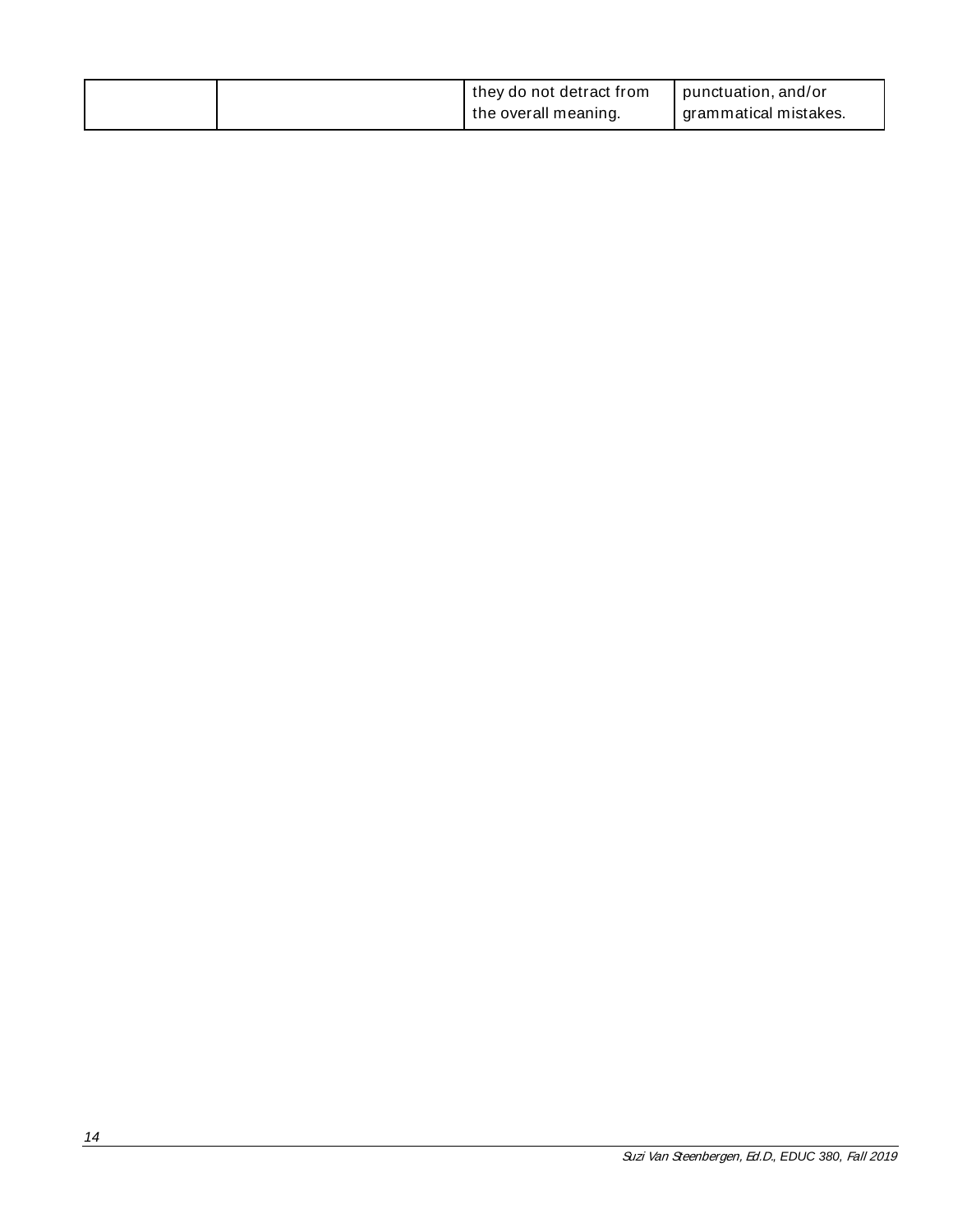| | | | |
|---|---|---|---|
| | | they do not detract from the overall meaning. | punctuation, and/or grammatical mistakes. |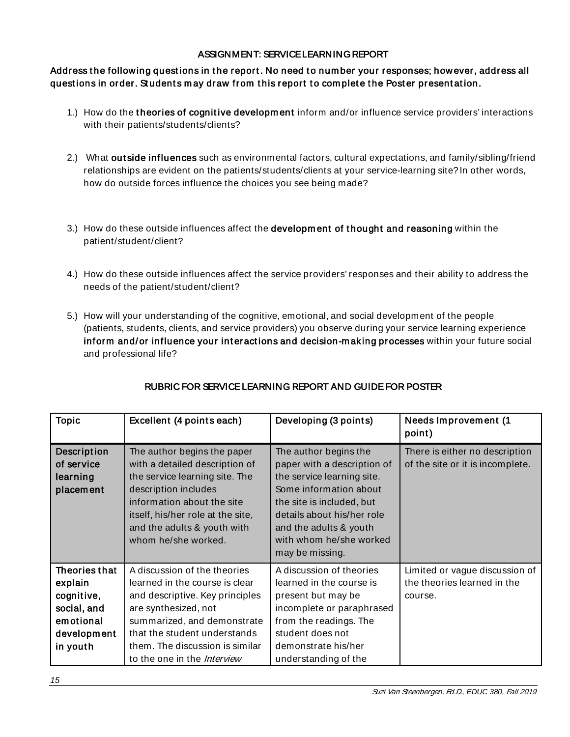## ASSIGNMENT: SERVICE LEARNING REPORT

**Address the following questions in the report. No need to number your responses; however, address all questions in order. Students may draw from this report to complete the Poster presentation.**

1.) How do the **theories of cognitive development** inform and/or influence service providers' interactions with their patients/students/clients?

2.) What **outside influences** such as environmental factors, cultural expectations, and family/sibling/friend relationships are evident on the patients/students/clients at your service-learning site? In other words, how do outside forces influence the choices you see being made?

3.) How do these outside influences affect the **development of thought and reasoning** within the patient/student/client?

4.) How do these outside influences affect the service providers' responses and their ability to address the needs of the patient/student/client?

5.) How will your understanding of the cognitive, emotional, and social development of the people (patients, students, clients, and service providers) you observe during your service learning experience **inform and/or influence your interactions and decision-making processes** within your future social and professional life?

## RUBRIC FOR SERVICE LEARNING REPORT AND GUIDE FOR POSTER

| Topic | Excellent (4 points each) | Developing (3 points) | Needs Improvement (1 point) |
|---|---|---|---|
| **Description of service learning placement** | The author begins the paper with a detailed description of the service learning site. The description includes information about the site itself, his/her role at the site, and the adults & youth with whom he/she worked. | The author begins the paper with a description of the service learning site. Some information about the site is included, but details about his/her role and the adults & youth with whom he/she worked may be missing. | There is either no description of the site or it is incomplete. |
| **Theories that explain cognitive, social, and emotional development in youth** | A discussion of the theories learned in the course is clear and descriptive. Key principles are synthesized, not summarized, and demonstrate that the student understands them. The discussion is similar to the one in the *Interview* | A discussion of theories learned in the course is present but may be incomplete or paraphrased from the readings. The student does not demonstrate his/her understanding of the | Limited or vague discussion of the theories learned in the course. |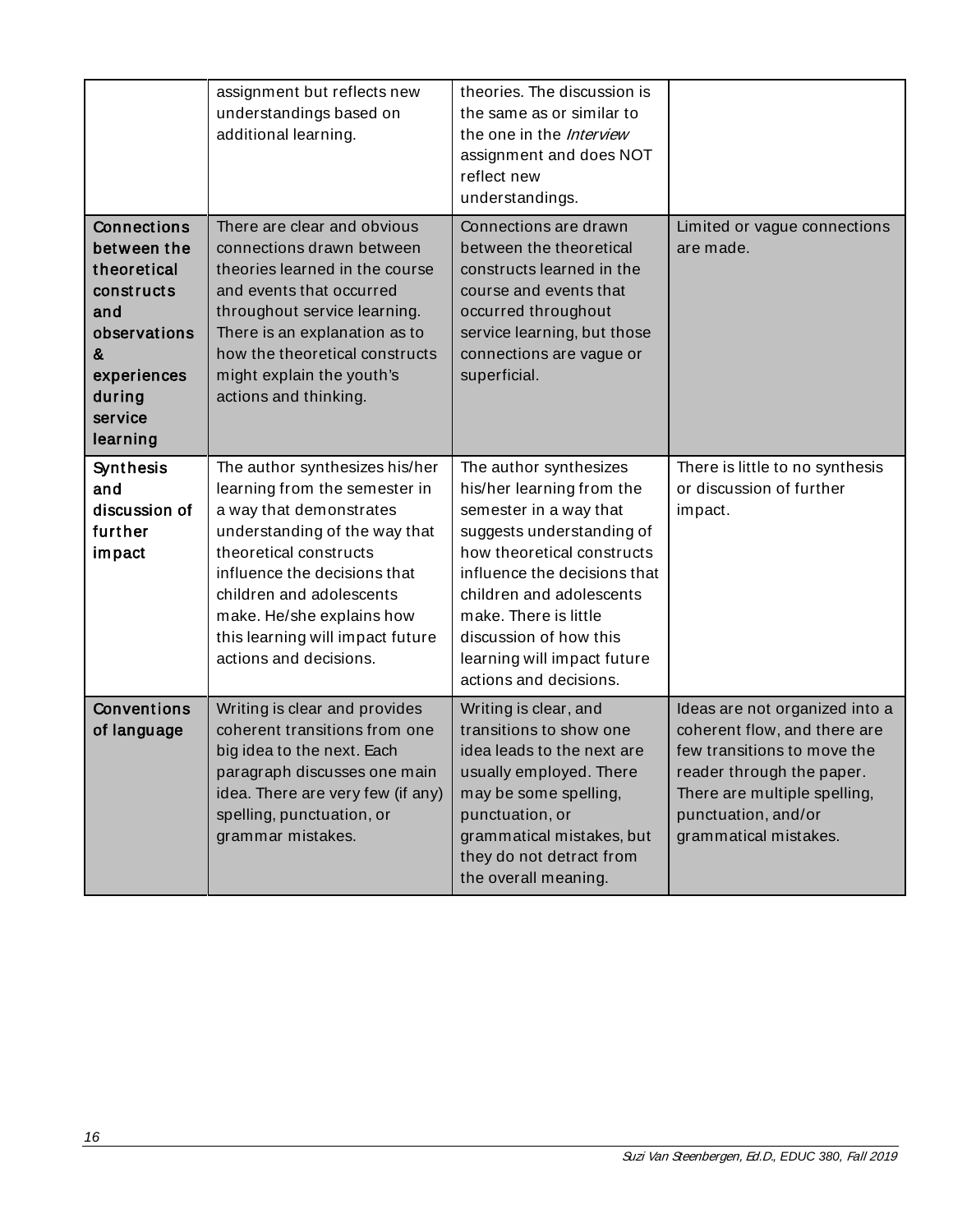| | | | |
|---|---|---|---|
| | assignment but reflects new understandings based on additional learning. | theories. The discussion is the same as or similar to the one in the *Interview* assignment and does NOT reflect new understandings. | |
| **Connections between the theoretical constructs and observations & experiences during service learning** | There are clear and obvious connections drawn between theories learned in the course and events that occurred throughout service learning. There is an explanation as to how the theoretical constructs might explain the youth's actions and thinking. | Connections are drawn between the theoretical constructs learned in the course and events that occurred throughout service learning, but those connections are vague or superficial. | Limited or vague connections are made. |
| **Synthesis and discussion of further impact** | The author synthesizes his/her learning from the semester in a way that demonstrates understanding of the way that theoretical constructs influence the decisions that children and adolescents make. He/she explains how this learning will impact future actions and decisions. | The author synthesizes his/her learning from the semester in a way that suggests understanding of how theoretical constructs influence the decisions that children and adolescents make. There is little discussion of how this learning will impact future actions and decisions. | There is little to no synthesis or discussion of further impact. |
| **Conventions of language** | Writing is clear and provides coherent transitions from one big idea to the next. Each paragraph discusses one main idea. There are very few (if any) spelling, punctuation, or grammar mistakes. | Writing is clear, and transitions to show one idea leads to the next are usually employed. There may be some spelling, punctuation, or grammatical mistakes, but they do not detract from the overall meaning. | Ideas are not organized into a coherent flow, and there are few transitions to move the reader through the paper. There are multiple spelling, punctuation, and/or grammatical mistakes. |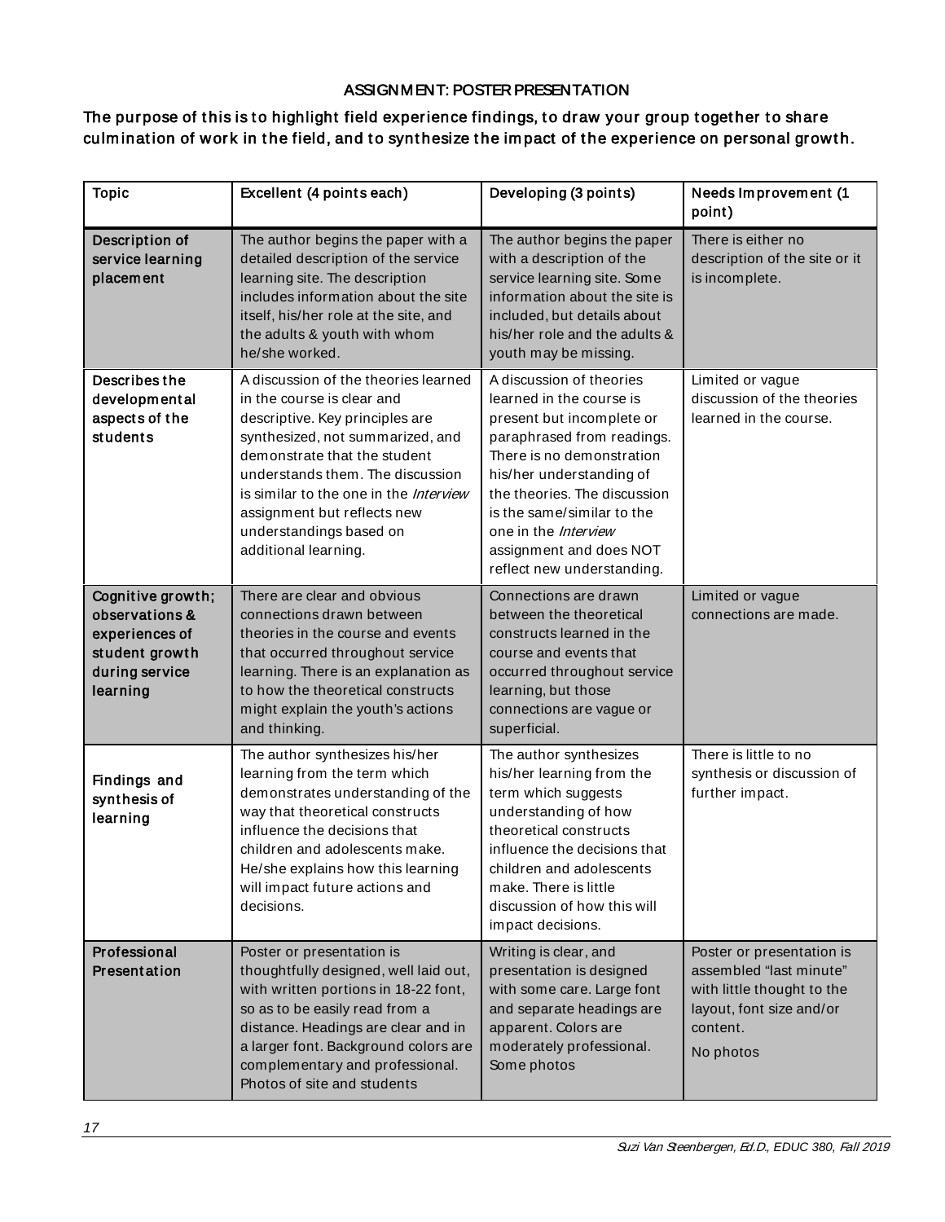## ASSIGNMENT: POSTER PRESENTATION

**The purpose of this is to highlight field experience findings, to draw your group together to share culmination of work in the field, and to synthesize the impact of the experience on personal growth.**

| Topic | Excellent (4 points each) | Developing (3 points) | Needs Improvement (1 point) |
|---|---|---|---|
| **Description of service learning placement** | The author begins the paper with a detailed description of the service learning site. The description includes information about the site itself, his/her role at the site, and the adults & youth with whom he/she worked. | The author begins the paper with a description of the service learning site. Some information about the site is included, but details about his/her role and the adults & youth may be missing. | There is either no description of the site or it is incomplete. |
| **Describes the developmental aspects of the students** | A discussion of the theories learned in the course is clear and descriptive. Key principles are synthesized, not summarized, and demonstrate that the student understands them. The discussion is similar to the one in the *Interview* assignment but reflects new understandings based on additional learning. | A discussion of theories learned in the course is present but incomplete or paraphrased from readings. There is no demonstration his/her understanding of the theories. The discussion is the same/similar to the one in the *Interview* assignment and does NOT reflect new understanding. | Limited or vague discussion of the theories learned in the course. |
| **Cognitive growth; observations & experiences of student growth during service learning** | There are clear and obvious connections drawn between theories in the course and events that occurred throughout service learning. There is an explanation as to how the theoretical constructs might explain the youth's actions and thinking. | Connections are drawn between the theoretical constructs learned in the course and events that occurred throughout service learning, but those connections are vague or superficial. | Limited or vague connections are made. |
| **Findings and synthesis of learning** | The author synthesizes his/her learning from the term which demonstrates understanding of the way that theoretical constructs influence the decisions that children and adolescents make. He/she explains how this learning will impact future actions and decisions. | The author synthesizes his/her learning from the term which suggests understanding of how theoretical constructs influence the decisions that children and adolescents make. There is little discussion of how this will impact decisions. | There is little to no synthesis or discussion of further impact. |
| **Professional Presentation** | Poster or presentation is thoughtfully designed, well laid out, with written portions in 18-22 font, so as to be easily read from a distance. Headings are clear and in a larger font. Background colors are complementary and professional. Photos of site and students | Writing is clear, and presentation is designed with some care. Large font and separate headings are apparent. Colors are moderately professional. Some photos | Poster or presentation is assembled "last minute" with little thought to the layout, font size and/or content. No photos |